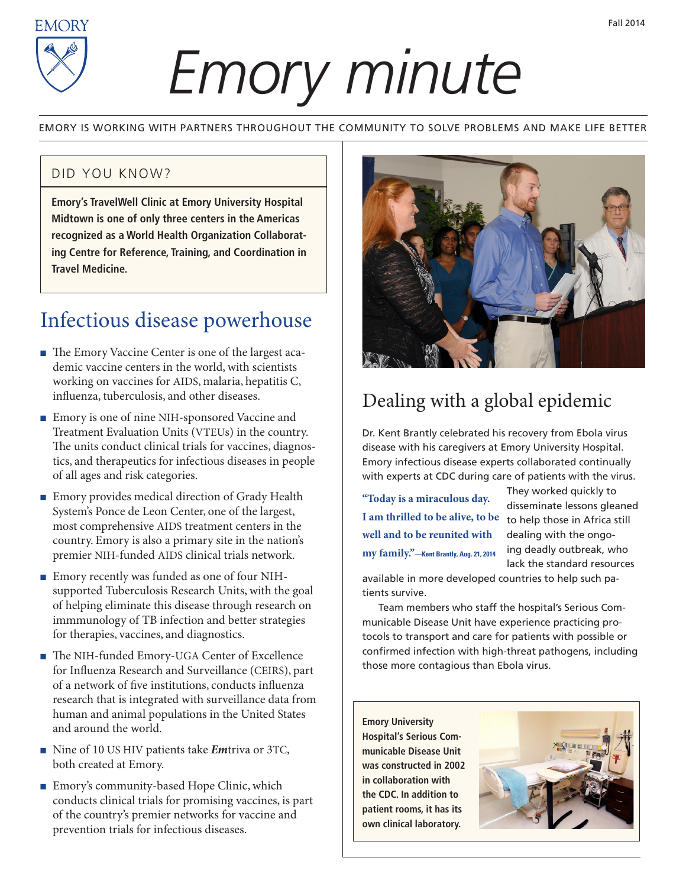# Emory minute

Fall 2014

EMORY IS WORKING WITH PARTNERS THROUGHOUT THE COMMUNITY TO SOLVE PROBLEMS AND MAKE LIFE BETTER

## DID YOU KNOW?

**Emory's TravelWell Clinic at Emory University Hospital Midtown is one of only three centers in the Americas recognized as a World Health Organization Collaborating Centre for Reference, Training, and Coordination in Travel Medicine.**

## Infectious disease powerhouse

- The Emory Vaccine Center is one of the largest academic vaccine centers in the world, with scientists working on vaccines for AIDS, malaria, hepatitis C, influenza, tuberculosis, and other diseases.
- Emory is one of nine NIH-sponsored Vaccine and Treatment Evaluation Units (VTEUs) in the country. The units conduct clinical trials for vaccines, diagnostics, and therapeutics for infectious diseases in people of all ages and risk categories.
- Emory provides medical direction of Grady Health System's Ponce de Leon Center, one of the largest, most comprehensive AIDS treatment centers in the country. Emory is also a primary site in the nation's premier NIH-funded AIDS clinical trials network.
- Emory recently was funded as one of four NIH-supported Tuberculosis Research Units, with the goal of helping eliminate this disease through research on immmunology of TB infection and better strategies for therapies, vaccines, and diagnostics.
- The NIH-funded Emory-UGA Center of Excellence for Influenza Research and Surveillance (CEIRS), part of a network of five institutions, conducts influenza research that is integrated with surveillance data from human and animal populations in the United States and around the world.
- Nine of 10 US HIV patients take ***Em***triva or 3TC, both created at Emory.
- Emory's community-based Hope Clinic, which conducts clinical trials for promising vaccines, is part of the country's premier networks for vaccine and prevention trials for infectious diseases.

## Dealing with a global epidemic

Dr. Kent Brantly celebrated his recovery from Ebola virus disease with his caregivers at Emory University Hospital. Emory infectious disease experts collaborated continually with experts at CDC during care of patients with the virus. They worked quickly to disseminate lessons gleaned to help those in Africa still dealing with the ongoing deadly outbreak, who lack the standard resources available in more developed countries to help such patients survive.

> **"Today is a miraculous day. I am thrilled to be alive, to be well and to be reunited with my family."**—Kent Brantly, Aug. 21, 2014

Team members who staff the hospital's Serious Communicable Disease Unit have experience practicing protocols to transport and care for patients with possible or confirmed infection with high-threat pathogens, including those more contagious than Ebola virus.

**Emory University Hospital's Serious Communicable Disease Unit was constructed in 2002 in collaboration with the CDC. In addition to patient rooms, it has its own clinical laboratory.**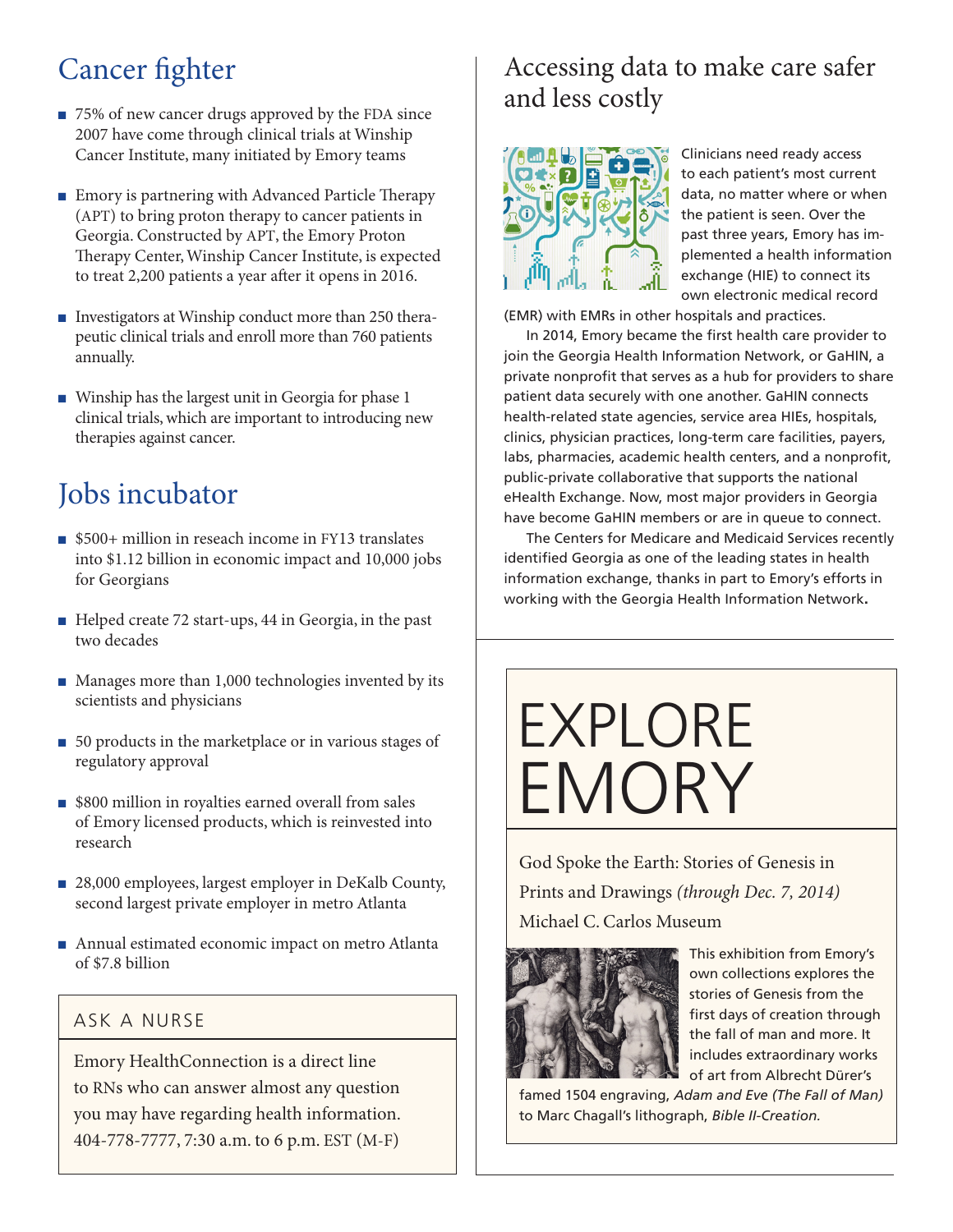## Cancer fighter

- 75% of new cancer drugs approved by the FDA since 2007 have come through clinical trials at Winship Cancer Institute, many initiated by Emory teams
- Emory is partnering with Advanced Particle Therapy (APT) to bring proton therapy to cancer patients in Georgia. Constructed by APT, the Emory Proton Therapy Center, Winship Cancer Institute, is expected to treat 2,200 patients a year after it opens in 2016.
- Investigators at Winship conduct more than 250 therapeutic clinical trials and enroll more than 760 patients annually.
- Winship has the largest unit in Georgia for phase 1 clinical trials, which are important to introducing new therapies against cancer.

## Jobs incubator

- \$500+ million in reseach income in FY13 translates into \$1.12 billion in economic impact and 10,000 jobs for Georgians
- Helped create 72 start-ups, 44 in Georgia, in the past two decades
- Manages more than 1,000 technologies invented by its scientists and physicians
- 50 products in the marketplace or in various stages of regulatory approval
- \$800 million in royalties earned overall from sales of Emory licensed products, which is reinvested into research
- 28,000 employees, largest employer in DeKalb County, second largest private employer in metro Atlanta
- Annual estimated economic impact on metro Atlanta of \$7.8 billion

### ASK A NURSE

Emory HealthConnection is a direct line to RNs who can answer almost any question you may have regarding health information. 404-778-7777, 7:30 a.m. to 6 p.m. EST (M-F)

## Accessing data to make care safer and less costly

Clinicians need ready access to each patient's most current data, no matter where or when the patient is seen. Over the past three years, Emory has implemented a health information exchange (HIE) to connect its own electronic medical record (EMR) with EMRs in other hospitals and practices.

In 2014, Emory became the first health care provider to join the Georgia Health Information Network, or GaHIN, a private nonprofit that serves as a hub for providers to share patient data securely with one another. GaHIN connects health-related state agencies, service area HIEs, hospitals, clinics, physician practices, long-term care facilities, payers, labs, pharmacies, academic health centers, and a nonprofit, public-private collaborative that supports the national eHealth Exchange. Now, most major providers in Georgia have become GaHIN members or are in queue to connect.

The Centers for Medicare and Medicaid Services recently identified Georgia as one of the leading states in health information exchange, thanks in part to Emory's efforts in working with the Georgia Health Information Network.

# EXPLORE EMORY

God Spoke the Earth: Stories of Genesis in Prints and Drawings *(through Dec. 7, 2014)*
Michael C. Carlos Museum

This exhibition from Emory's own collections explores the stories of Genesis from the first days of creation through the fall of man and more. It includes extraordinary works of art from Albrecht Dürer's famed 1504 engraving, *Adam and Eve (The Fall of Man)* to Marc Chagall's lithograph, *Bible II-Creation.*